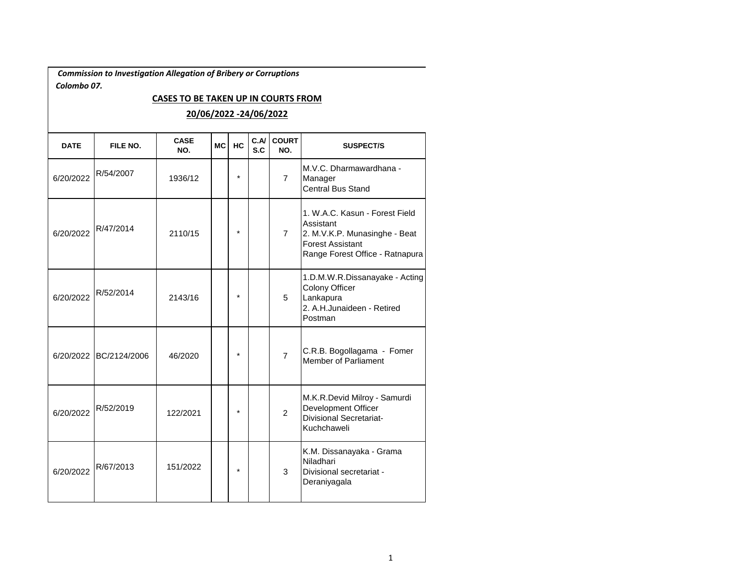*Commission to Investigation Allegation of Bribery or Corruptions*
*Colombo 07.*

## CASES TO BE TAKEN UP IN COURTS FROM

## 20/06/2022 -24/06/2022

| DATE | FILE NO. | CASE NO. | MC | HC | C.A/ S.C | COURT NO. | SUSPECT/S |
|---|---|---|---|---|---|---|---|
| 6/20/2022 | R/54/2007 | 1936/12 | | * | | 7 | M.V.C. Dharmawardhana - Manager<br>Central Bus Stand |
| 6/20/2022 | R/47/2014 | 2110/15 | | * | | 7 | 1. W.A.C. Kasun - Forest Field Assistant<br>2. M.V.K.P. Munasinghe - Beat Forest Assistant<br>Range Forest Office - Ratnapura |
| 6/20/2022 | R/52/2014 | 2143/16 | | * | | 5 | 1.D.M.W.R.Dissanayake - Acting Colony Officer<br>Lankapura<br>2. A.H.Junaideen - Retired Postman |
| 6/20/2022 | BC/2124/2006 | 46/2020 | | * | | 7 | C.R.B. Bogollagama - Fomer Member of Parliament |
| 6/20/2022 | R/52/2019 | 122/2021 | | * | | 2 | M.K.R.Devid Milroy - Samurdi Development Officer<br>Divisional Secretariat-Kuchchaweli |
| 6/20/2022 | R/67/2013 | 151/2022 | | * | | 3 | K.M. Dissanayaka - Grama Niladhari<br>Divisional secretariat - Deraniyagala |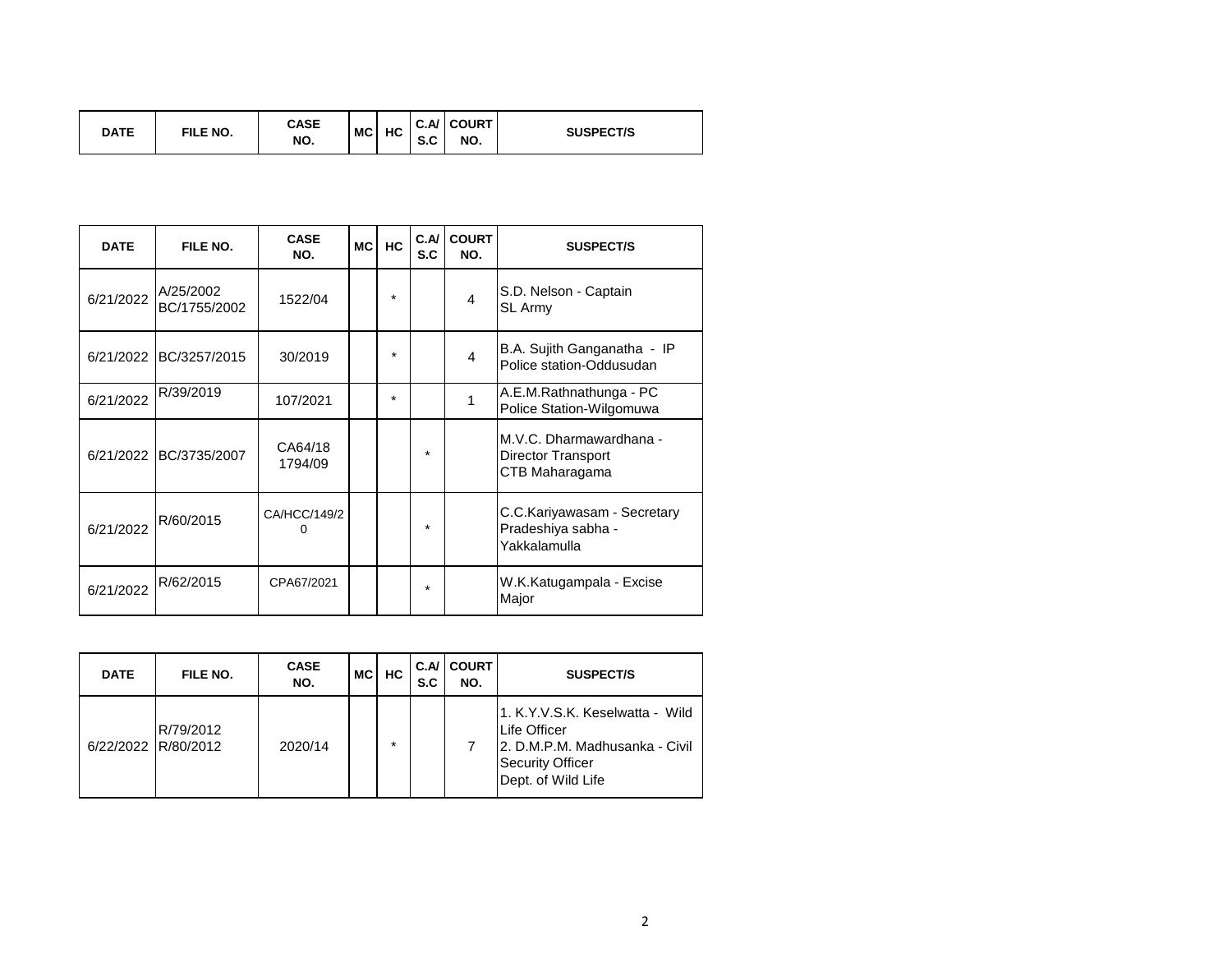| DATE | FILE NO. | CASE NO. | MC | HC | C.A/ S.C | COURT NO. | SUSPECT/S |
|---|---|---|---|---|---|---|---|

| DATE | FILE NO. | CASE NO. | MC | HC | C.A/ S.C | COURT NO. | SUSPECT/S |
|---|---|---|---|---|---|---|---|
| 6/21/2022 | A/25/2002 BC/1755/2002 | 1522/04 | | * | | 4 | S.D. Nelson - Captain SL Army |
| 6/21/2022 | BC/3257/2015 | 30/2019 | | * | | 4 | B.A. Sujith Ganganatha - IP Police station-Oddusudan |
| 6/21/2022 | R/39/2019 | 107/2021 | | * | | 1 | A.E.M.Rathnathunga - PC Police Station-Wilgomuwa |
| 6/21/2022 | BC/3735/2007 | CA64/18 1794/09 | | | * | | M.V.C. Dharmawardhana - Director Transport CTB Maharagama |
| 6/21/2022 | R/60/2015 | CA/HCC/149/20 | | | * | | C.C.Kariyawasam - Secretary Pradeshiya sabha - Yakkalamulla |
| 6/21/2022 | R/62/2015 | CPA67/2021 | | | * | | W.K.Katugampala - Excise Major |

| DATE | FILE NO. | CASE NO. | MC | HC | C.A/ S.C | COURT NO. | SUSPECT/S |
|---|---|---|---|---|---|---|---|
| 6/22/2022 | R/79/2012 R/80/2012 | 2020/14 | | * | | 7 | 1. K.Y.V.S.K. Keselwatta - Wild Life Officer 2. D.M.P.M. Madhusanka - Civil Security Officer Dept. of Wild Life |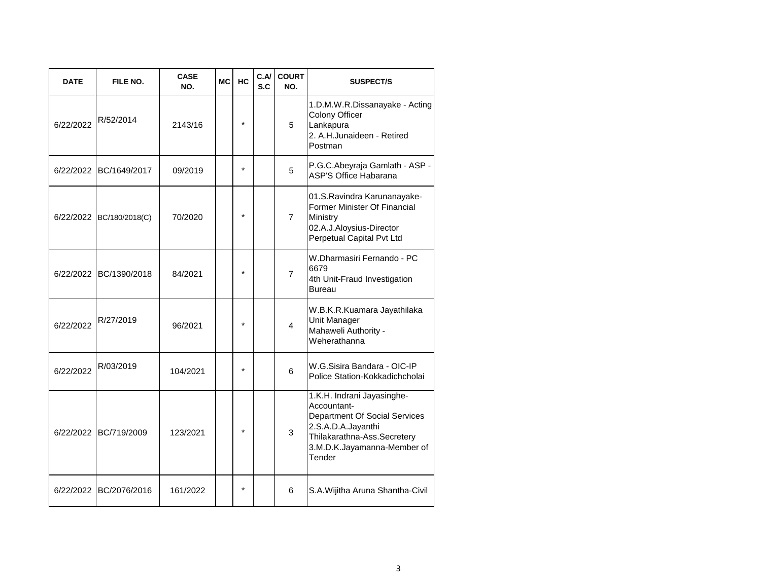| DATE | FILE NO. | CASE NO. | MC | HC | C.A/ S.C | COURT NO. | SUSPECT/S |
|---|---|---|---|---|---|---|---|
| 6/22/2022 | R/52/2014 | 2143/16 | | * | | 5 | 1.D.M.W.R.Dissanayake - Acting Colony Officer Lankapura 2. A.H.Junaideen - Retired Postman |
| 6/22/2022 | BC/1649/2017 | 09/2019 | | * | | 5 | P.G.C.Abeyraja Gamlath - ASP - ASP'S Office Habarana |
| 6/22/2022 | BC/180/2018(C) | 70/2020 | | * | | 7 | 01.S.Ravindra Karunanayake- Former Minister Of Financial Ministry 02.A.J.Aloysius-Director Perpetual Capital Pvt Ltd |
| 6/22/2022 | BC/1390/2018 | 84/2021 | | * | | 7 | W.Dharmasiri Fernando - PC 6679 4th Unit-Fraud Investigation Bureau |
| 6/22/2022 | R/27/2019 | 96/2021 | | * | | 4 | W.B.K.R.Kuamara Jayathilaka Unit Manager Mahaweli Authority - Weherathanna |
| 6/22/2022 | R/03/2019 | 104/2021 | | * | | 6 | W.G.Sisira Bandara - OIC-IP Police Station-Kokkadichcholai |
| 6/22/2022 | BC/719/2009 | 123/2021 | | * | | 3 | 1.K.H. Indrani Jayasinghe- Accountant- Department Of Social Services 2.S.A.D.A.Jayanthi Thilakarathna-Ass.Secretery 3.M.D.K.Jayamanna-Member of Tender |
| 6/22/2022 | BC/2076/2016 | 161/2022 | | * | | 6 | S.A.Wijitha Aruna Shantha-Civil |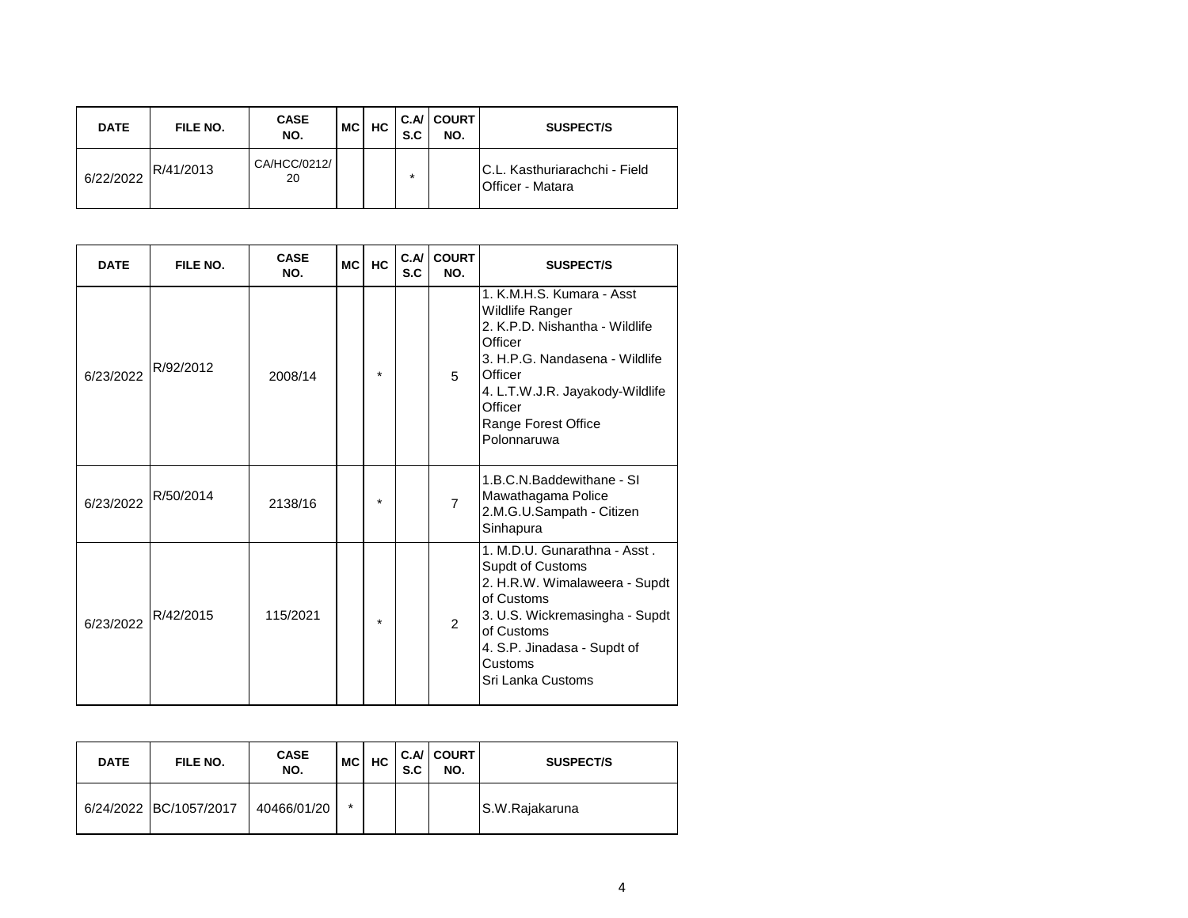| DATE | FILE NO. | CASE NO. | MC | HC | C.A/ S.C | COURT NO. | SUSPECT/S |
|---|---|---|---|---|---|---|---|
| 6/22/2022 | R/41/2013 | CA/HCC/0212/ 20 | | | * | | C.L. Kasthuriarachchi - Field Officer - Matara |

| DATE | FILE NO. | CASE NO. | MC | HC | C.A/ S.C | COURT NO. | SUSPECT/S |
|---|---|---|---|---|---|---|---|
| 6/23/2022 | R/92/2012 | 2008/14 | | * | | 5 | 1. K.M.H.S. Kumara - Asst Wildlife Ranger<br>2. K.P.D. Nishantha - Wildlife Officer<br>3. H.P.G. Nandasena - Wildlife Officer<br>4. L.T.W.J.R. Jayakody-Wildlife Officer<br>Range Forest Office Polonnaruwa |
| 6/23/2022 | R/50/2014 | 2138/16 | | * | | 7 | 1.B.C.N.Baddewithane - SI Mawathagama Police<br>2.M.G.U.Sampath - Citizen Sinhapura |
| 6/23/2022 | R/42/2015 | 115/2021 | | * | | 2 | 1. M.D.U. Gunarathna - Asst . Supdt of Customs<br>2. H.R.W. Wimalaweera - Supdt of Customs<br>3. U.S. Wickremasingha - Supdt of Customs<br>4. S.P. Jinadasa - Supdt of Customs<br>Sri Lanka Customs |

| DATE | FILE NO. | CASE NO. | MC | HC | C.A/ S.C | COURT NO. | SUSPECT/S |
|---|---|---|---|---|---|---|---|
| 6/24/2022 | BC/1057/2017 | 40466/01/20 | * | | | | S.W.Rajakaruna |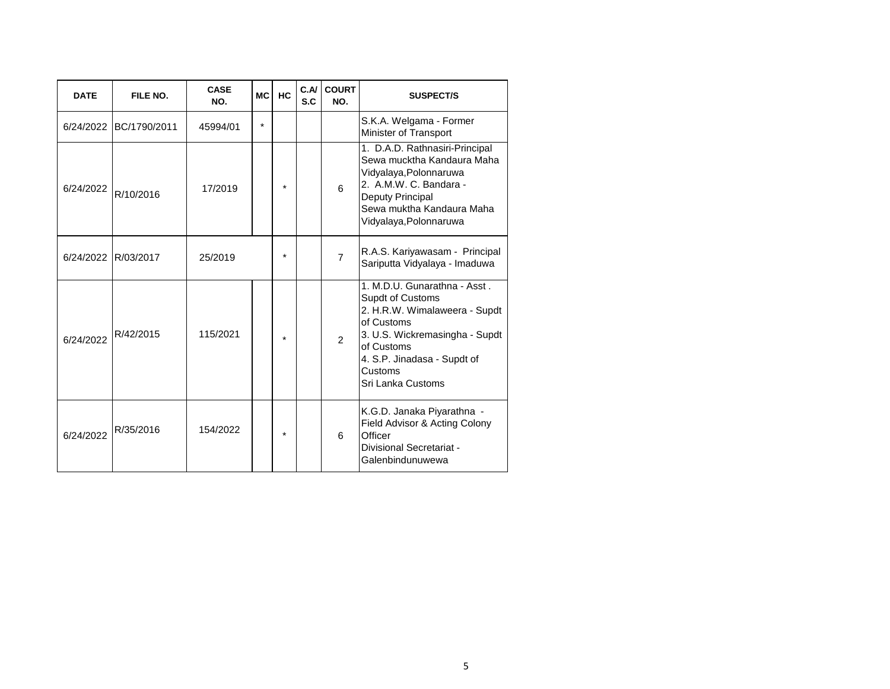| DATE | FILE NO. | CASE NO. | MC | HC | C.A/ S.C | COURT NO. | SUSPECT/S |
|---|---|---|---|---|---|---|---|
| 6/24/2022 | BC/1790/2011 | 45994/01 | * | | | | S.K.A. Welgama - Former Minister of Transport |
| 6/24/2022 | R/10/2016 | 17/2019 | | * | | 6 | 1. D.A.D. Rathnasiri-Principal Sewa mucktha Kandaura Maha Vidyalaya,Polonnaruwa<br>2. A.M.W. C. Bandara - Deputy Principal<br>Sewa muktha Kandaura Maha Vidyalaya,Polonnaruwa |
| 6/24/2022 | R/03/2017 | 25/2019 | | * | | 7 | R.A.S. Kariyawasam - Principal Sariputta Vidyalaya - Imaduwa |
| 6/24/2022 | R/42/2015 | 115/2021 | | * | | 2 | 1. M.D.U. Gunarathna - Asst . Supdt of Customs<br>2. H.R.W. Wimalaweera - Supdt of Customs<br>3. U.S. Wickremasingha - Supdt of Customs<br>4. S.P. Jinadasa - Supdt of Customs<br>Sri Lanka Customs |
| 6/24/2022 | R/35/2016 | 154/2022 | | * | | 6 | K.G.D. Janaka Piyarathna - Field Advisor & Acting Colony Officer<br>Divisional Secretariat - Galenbindunuwewa |